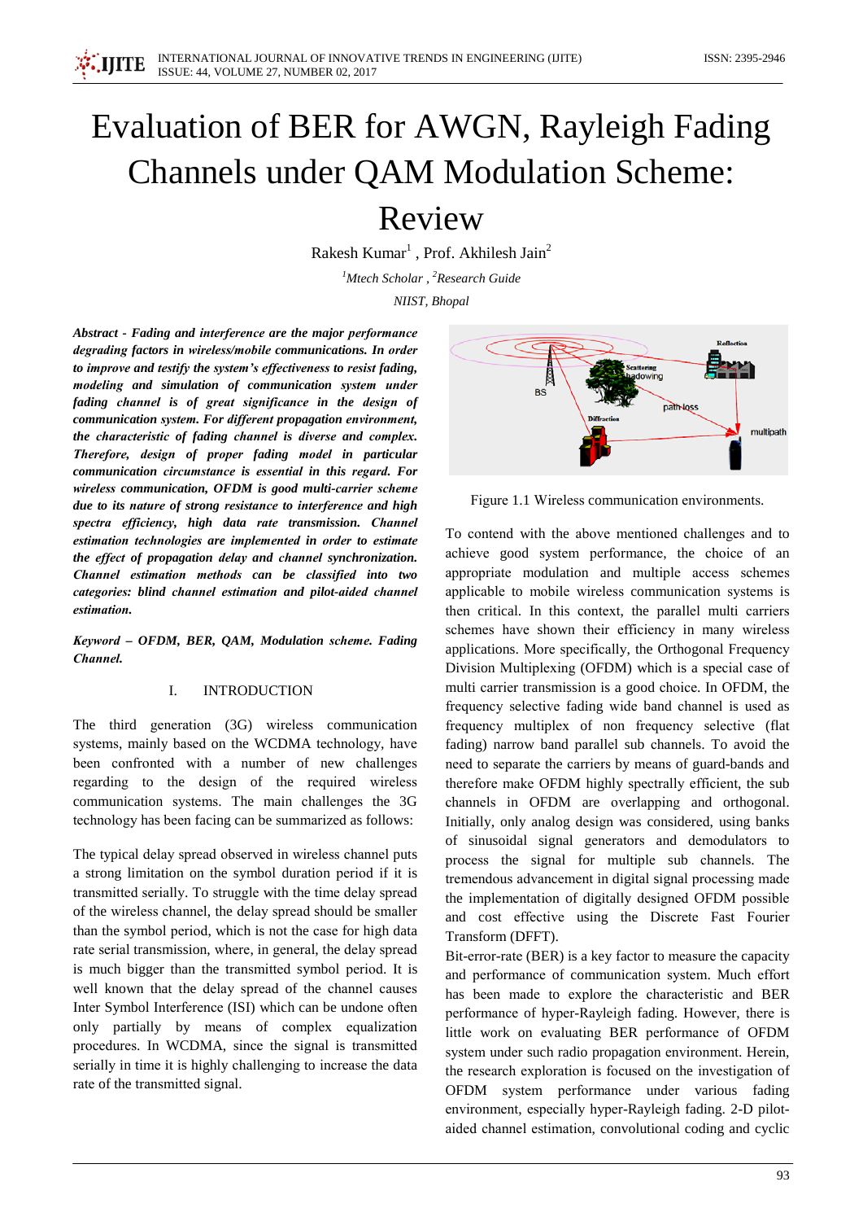# Evaluation of BER for AWGN, Rayleigh Fading Channels under QAM Modulation Scheme: Review

Rakesh Kumar[1] , Prof. Akhilesh Jain[2]

*[1]Mtech Scholar , [2]Research Guide*

*NIIST, Bhopal*

***Abstract - Fading and interference are the major performance degrading factors in wireless/mobile communications. In order to improve and testify the system's effectiveness to resist fading, modeling and simulation of communication system under fading channel is of great significance in the design of communication system. For different propagation environment, the characteristic of fading channel is diverse and complex. Therefore, design of proper fading model in particular communication circumstance is essential in this regard. For wireless communication, OFDM is good multi-carrier scheme due to its nature of strong resistance to interference and high spectra efficiency, high data rate transmission. Channel estimation technologies are implemented in order to estimate the effect of propagation delay and channel synchronization. Channel estimation methods can be classified into two categories: blind channel estimation and pilot-aided channel estimation.***

***Keyword – OFDM, BER, QAM, Modulation scheme. Fading Channel.***

## I. INTRODUCTION

The third generation (3G) wireless communication systems, mainly based on the WCDMA technology, have been confronted with a number of new challenges regarding to the design of the required wireless communication systems. The main challenges the 3G technology has been facing can be summarized as follows:

The typical delay spread observed in wireless channel puts a strong limitation on the symbol duration period if it is transmitted serially. To struggle with the time delay spread of the wireless channel, the delay spread should be smaller than the symbol period, which is not the case for high data rate serial transmission, where, in general, the delay spread is much bigger than the transmitted symbol period. It is well known that the delay spread of the channel causes Inter Symbol Interference (ISI) which can be undone often only partially by means of complex equalization procedures. In WCDMA, since the signal is transmitted serially in time it is highly challenging to increase the data rate of the transmitted signal.

Figure 1.1 Wireless communication environments.

To contend with the above mentioned challenges and to achieve good system performance, the choice of an appropriate modulation and multiple access schemes applicable to mobile wireless communication systems is then critical. In this context, the parallel multi carriers schemes have shown their efficiency in many wireless applications. More specifically, the Orthogonal Frequency Division Multiplexing (OFDM) which is a special case of multi carrier transmission is a good choice. In OFDM, the frequency selective fading wide band channel is used as frequency multiplex of non frequency selective (flat fading) narrow band parallel sub channels. To avoid the need to separate the carriers by means of guard-bands and therefore make OFDM highly spectrally efficient, the sub channels in OFDM are overlapping and orthogonal. Initially, only analog design was considered, using banks of sinusoidal signal generators and demodulators to process the signal for multiple sub channels. The tremendous advancement in digital signal processing made the implementation of digitally designed OFDM possible and cost effective using the Discrete Fast Fourier Transform (DFFT).

Bit-error-rate (BER) is a key factor to measure the capacity and performance of communication system. Much effort has been made to explore the characteristic and BER performance of hyper-Rayleigh fading. However, there is little work on evaluating BER performance of OFDM system under such radio propagation environment. Herein, the research exploration is focused on the investigation of OFDM system performance under various fading environment, especially hyper-Rayleigh fading. 2-D pilot-aided channel estimation, convolutional coding and cyclic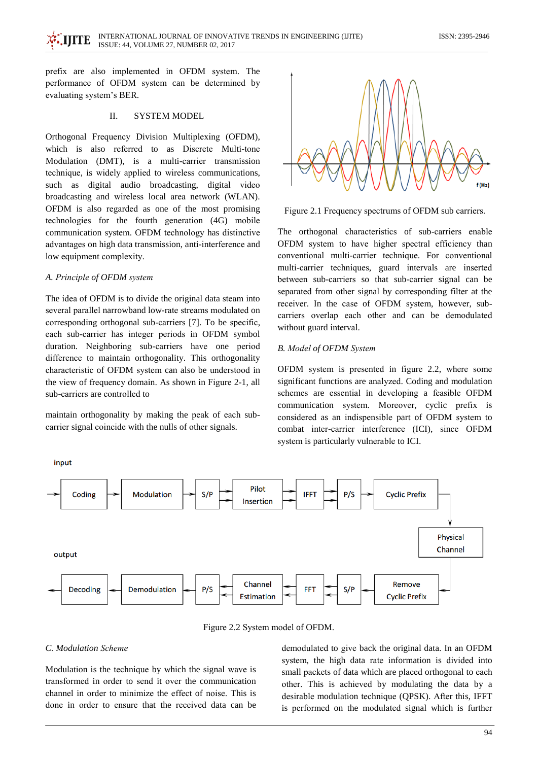prefix are also implemented in OFDM system. The performance of OFDM system can be determined by evaluating system's BER.

## II. SYSTEM MODEL

Orthogonal Frequency Division Multiplexing (OFDM), which is also referred to as Discrete Multi-tone Modulation (DMT), is a multi-carrier transmission technique, is widely applied to wireless communications, such as digital audio broadcasting, digital video broadcasting and wireless local area network (WLAN). OFDM is also regarded as one of the most promising technologies for the fourth generation (4G) mobile communication system. OFDM technology has distinctive advantages on high data transmission, anti-interference and low equipment complexity.

### *A. Principle of OFDM system*

The idea of OFDM is to divide the original data steam into several parallel narrowband low-rate streams modulated on corresponding orthogonal sub-carriers [7]. To be specific, each sub-carrier has integer periods in OFDM symbol duration. Neighboring sub-carriers have one period difference to maintain orthogonality. This orthogonality characteristic of OFDM system can also be understood in the view of frequency domain. As shown in Figure 2-1, all sub-carriers are controlled to

maintain orthogonality by making the peak of each sub-carrier signal coincide with the nulls of other signals.

Figure 2.1 Frequency spectrums of OFDM sub carriers.

The orthogonal characteristics of sub-carriers enable OFDM system to have higher spectral efficiency than conventional multi-carrier technique. For conventional multi-carrier techniques, guard intervals are inserted between sub-carriers so that sub-carrier signal can be separated from other signal by corresponding filter at the receiver. In the case of OFDM system, however, sub-carriers overlap each other and can be demodulated without guard interval.

### *B. Model of OFDM System*

OFDM system is presented in figure 2.2, where some significant functions are analyzed. Coding and modulation schemes are essential in developing a feasible OFDM communication system. Moreover, cyclic prefix is considered as an indispensible part of OFDM system to combat inter-carrier interference (ICI), since OFDM system is particularly vulnerable to ICI.

Figure 2.2 System model of OFDM.

### *C. Modulation Scheme*

Modulation is the technique by which the signal wave is transformed in order to send it over the communication channel in order to minimize the effect of noise. This is done in order to ensure that the received data can be demodulated to give back the original data. In an OFDM system, the high data rate information is divided into small packets of data which are placed orthogonal to each other. This is achieved by modulating the data by a desirable modulation technique (QPSK). After this, IFFT is performed on the modulated signal which is further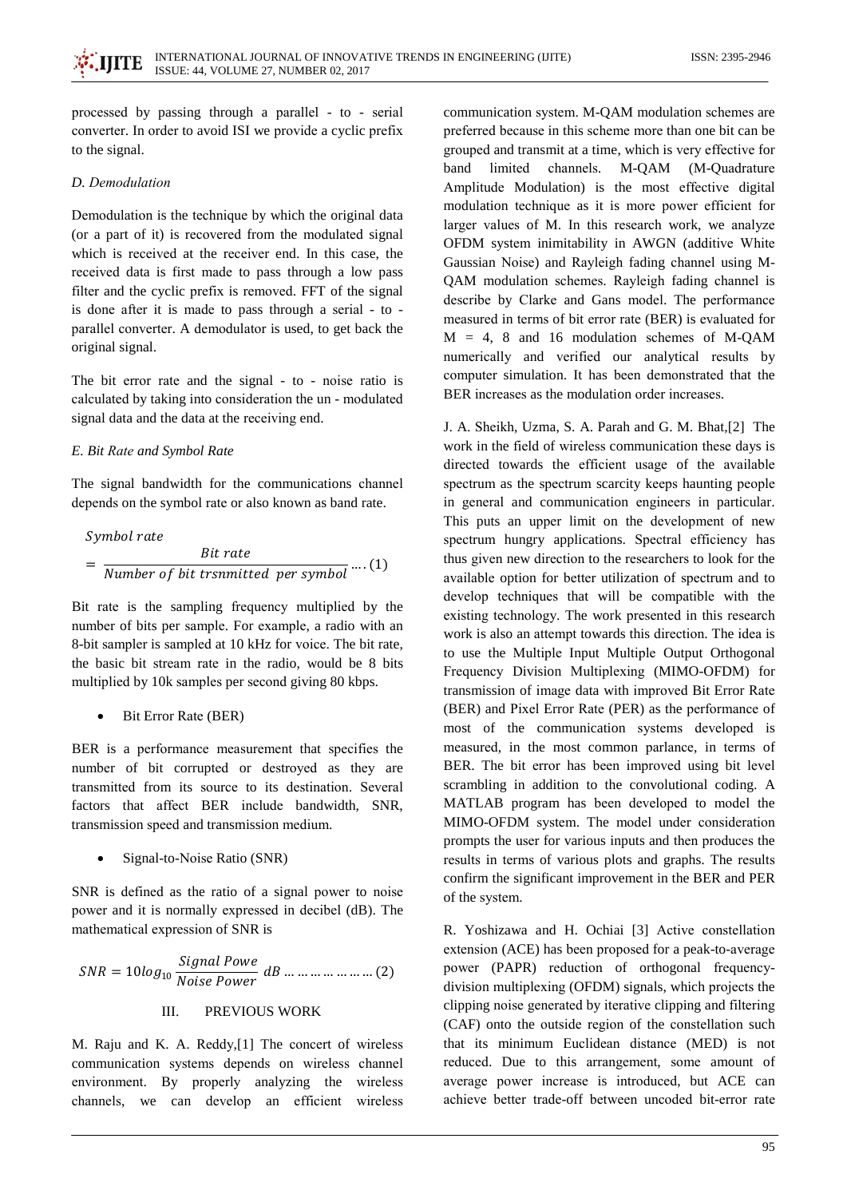processed by passing through a parallel - to - serial converter. In order to avoid ISI we provide a cyclic prefix to the signal.

### *D. Demodulation*

Demodulation is the technique by which the original data (or a part of it) is recovered from the modulated signal which is received at the receiver end. In this case, the received data is first made to pass through a low pass filter and the cyclic prefix is removed. FFT of the signal is done after it is made to pass through a serial - to - parallel converter. A demodulator is used, to get back the original signal.

The bit error rate and the signal - to - noise ratio is calculated by taking into consideration the un - modulated signal data and the data at the receiving end.

### *E. Bit Rate and Symbol Rate*

The signal bandwidth for the communications channel depends on the symbol rate or also known as band rate.

$$Symbol\ rate = \frac{Bit\ rate}{Number\ of\ bit\ trsnmitted\ \ per\ symbol} \ldots.(1)$$

Bit rate is the sampling frequency multiplied by the number of bits per sample. For example, a radio with an 8-bit sampler is sampled at 10 kHz for voice. The bit rate, the basic bit stream rate in the radio, would be 8 bits multiplied by 10k samples per second giving 80 kbps.

- Bit Error Rate (BER)

BER is a performance measurement that specifies the number of bit corrupted or destroyed as they are transmitted from its source to its destination. Several factors that affect BER include bandwidth, SNR, transmission speed and transmission medium.

- Signal-to-Noise Ratio (SNR)

SNR is defined as the ratio of a signal power to noise power and it is normally expressed in decibel (dB). The mathematical expression of SNR is

$$SNR = 10log_{10}\frac{Signal\ Powe}{Noise\ Power}\ dB \ldots\ldots\ldots\ldots\ldots\ldots(2)$$

## III. PREVIOUS WORK

M. Raju and K. A. Reddy,[1] The concert of wireless communication systems depends on wireless channel environment. By properly analyzing the wireless channels, we can develop an efficient wireless communication system. M-QAM modulation schemes are preferred because in this scheme more than one bit can be grouped and transmit at a time, which is very effective for band limited channels. M-QAM (M-Quadrature Amplitude Modulation) is the most effective digital modulation technique as it is more power efficient for larger values of M. In this research work, we analyze OFDM system inimitability in AWGN (additive White Gaussian Noise) and Rayleigh fading channel using M-QAM modulation schemes. Rayleigh fading channel is describe by Clarke and Gans model. The performance measured in terms of bit error rate (BER) is evaluated for M = 4, 8 and 16 modulation schemes of M-QAM numerically and verified our analytical results by computer simulation. It has been demonstrated that the BER increases as the modulation order increases.

J. A. Sheikh, Uzma, S. A. Parah and G. M. Bhat,[2] The work in the field of wireless communication these days is directed towards the efficient usage of the available spectrum as the spectrum scarcity keeps haunting people in general and communication engineers in particular. This puts an upper limit on the development of new spectrum hungry applications. Spectral efficiency has thus given new direction to the researchers to look for the available option for better utilization of spectrum and to develop techniques that will be compatible with the existing technology. The work presented in this research work is also an attempt towards this direction. The idea is to use the Multiple Input Multiple Output Orthogonal Frequency Division Multiplexing (MIMO-OFDM) for transmission of image data with improved Bit Error Rate (BER) and Pixel Error Rate (PER) as the performance of most of the communication systems developed is measured, in the most common parlance, in terms of BER. The bit error has been improved using bit level scrambling in addition to the convolutional coding. A MATLAB program has been developed to model the MIMO-OFDM system. The model under consideration prompts the user for various inputs and then produces the results in terms of various plots and graphs. The results confirm the significant improvement in the BER and PER of the system.

R. Yoshizawa and H. Ochiai [3] Active constellation extension (ACE) has been proposed for a peak-to-average power (PAPR) reduction of orthogonal frequency-division multiplexing (OFDM) signals, which projects the clipping noise generated by iterative clipping and filtering (CAF) onto the outside region of the constellation such that its minimum Euclidean distance (MED) is not reduced. Due to this arrangement, some amount of average power increase is introduced, but ACE can achieve better trade-off between uncoded bit-error rate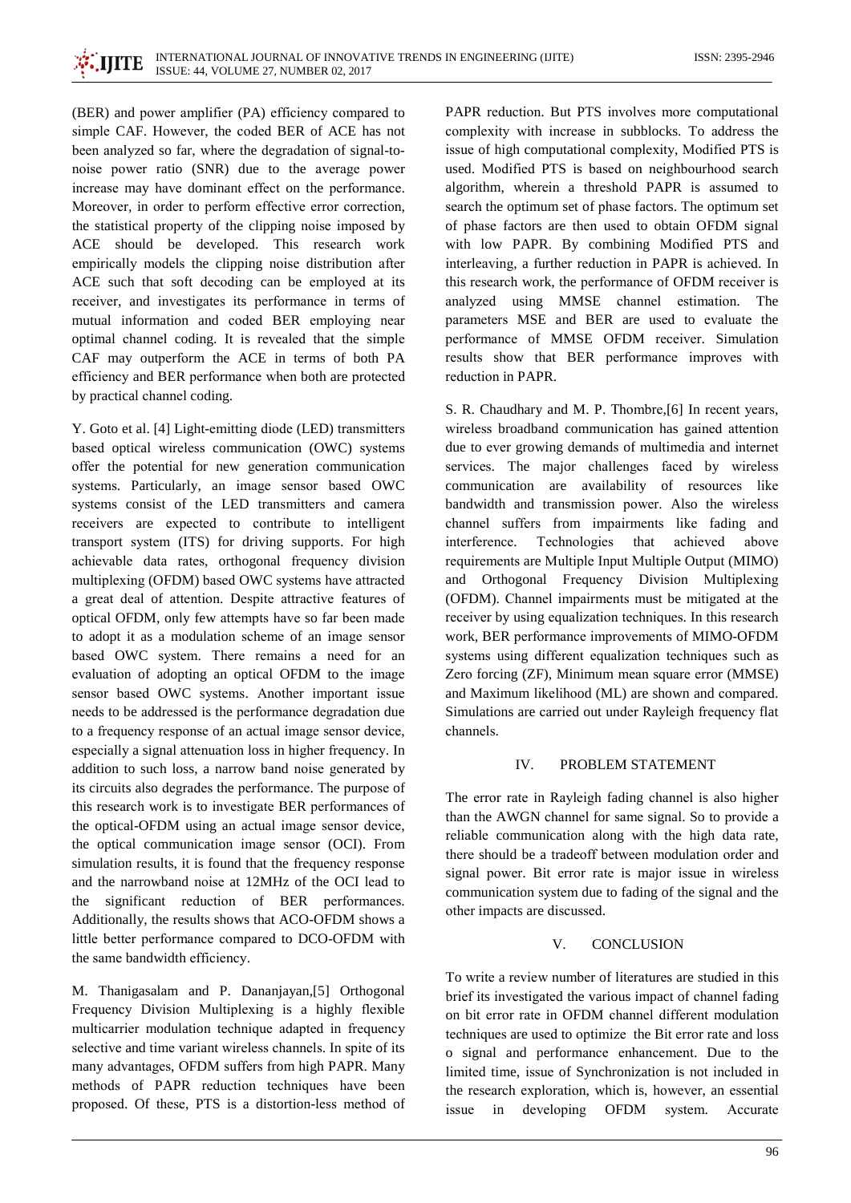(BER) and power amplifier (PA) efficiency compared to simple CAF. However, the coded BER of ACE has not been analyzed so far, where the degradation of signal-to-noise power ratio (SNR) due to the average power increase may have dominant effect on the performance. Moreover, in order to perform effective error correction, the statistical property of the clipping noise imposed by ACE should be developed. This research work empirically models the clipping noise distribution after ACE such that soft decoding can be employed at its receiver, and investigates its performance in terms of mutual information and coded BER employing near optimal channel coding. It is revealed that the simple CAF may outperform the ACE in terms of both PA efficiency and BER performance when both are protected by practical channel coding.

Y. Goto et al. [4] Light-emitting diode (LED) transmitters based optical wireless communication (OWC) systems offer the potential for new generation communication systems. Particularly, an image sensor based OWC systems consist of the LED transmitters and camera receivers are expected to contribute to intelligent transport system (ITS) for driving supports. For high achievable data rates, orthogonal frequency division multiplexing (OFDM) based OWC systems have attracted a great deal of attention. Despite attractive features of optical OFDM, only few attempts have so far been made to adopt it as a modulation scheme of an image sensor based OWC system. There remains a need for an evaluation of adopting an optical OFDM to the image sensor based OWC systems. Another important issue needs to be addressed is the performance degradation due to a frequency response of an actual image sensor device, especially a signal attenuation loss in higher frequency. In addition to such loss, a narrow band noise generated by its circuits also degrades the performance. The purpose of this research work is to investigate BER performances of the optical-OFDM using an actual image sensor device, the optical communication image sensor (OCI). From simulation results, it is found that the frequency response and the narrowband noise at 12MHz of the OCI lead to the significant reduction of BER performances. Additionally, the results shows that ACO-OFDM shows a little better performance compared to DCO-OFDM with the same bandwidth efficiency.

M. Thanigasalam and P. Dananjayan,[5] Orthogonal Frequency Division Multiplexing is a highly flexible multicarrier modulation technique adapted in frequency selective and time variant wireless channels. In spite of its many advantages, OFDM suffers from high PAPR. Many methods of PAPR reduction techniques have been proposed. Of these, PTS is a distortion-less method of PAPR reduction. But PTS involves more computational complexity with increase in subblocks. To address the issue of high computational complexity, Modified PTS is used. Modified PTS is based on neighbourhood search algorithm, wherein a threshold PAPR is assumed to search the optimum set of phase factors. The optimum set of phase factors are then used to obtain OFDM signal with low PAPR. By combining Modified PTS and interleaving, a further reduction in PAPR is achieved. In this research work, the performance of OFDM receiver is analyzed using MMSE channel estimation. The parameters MSE and BER are used to evaluate the performance of MMSE OFDM receiver. Simulation results show that BER performance improves with reduction in PAPR.

S. R. Chaudhary and M. P. Thombre,[6] In recent years, wireless broadband communication has gained attention due to ever growing demands of multimedia and internet services. The major challenges faced by wireless communication are availability of resources like bandwidth and transmission power. Also the wireless channel suffers from impairments like fading and interference. Technologies that achieved above requirements are Multiple Input Multiple Output (MIMO) and Orthogonal Frequency Division Multiplexing (OFDM). Channel impairments must be mitigated at the receiver by using equalization techniques. In this research work, BER performance improvements of MIMO-OFDM systems using different equalization techniques such as Zero forcing (ZF), Minimum mean square error (MMSE) and Maximum likelihood (ML) are shown and compared. Simulations are carried out under Rayleigh frequency flat channels.

## IV. PROBLEM STATEMENT

The error rate in Rayleigh fading channel is also higher than the AWGN channel for same signal. So to provide a reliable communication along with the high data rate, there should be a tradeoff between modulation order and signal power. Bit error rate is major issue in wireless communication system due to fading of the signal and the other impacts are discussed.

## V. CONCLUSION

To write a review number of literatures are studied in this brief its investigated the various impact of channel fading on bit error rate in OFDM channel different modulation techniques are used to optimize the Bit error rate and loss o signal and performance enhancement. Due to the limited time, issue of Synchronization is not included in the research exploration, which is, however, an essential issue in developing OFDM system. Accurate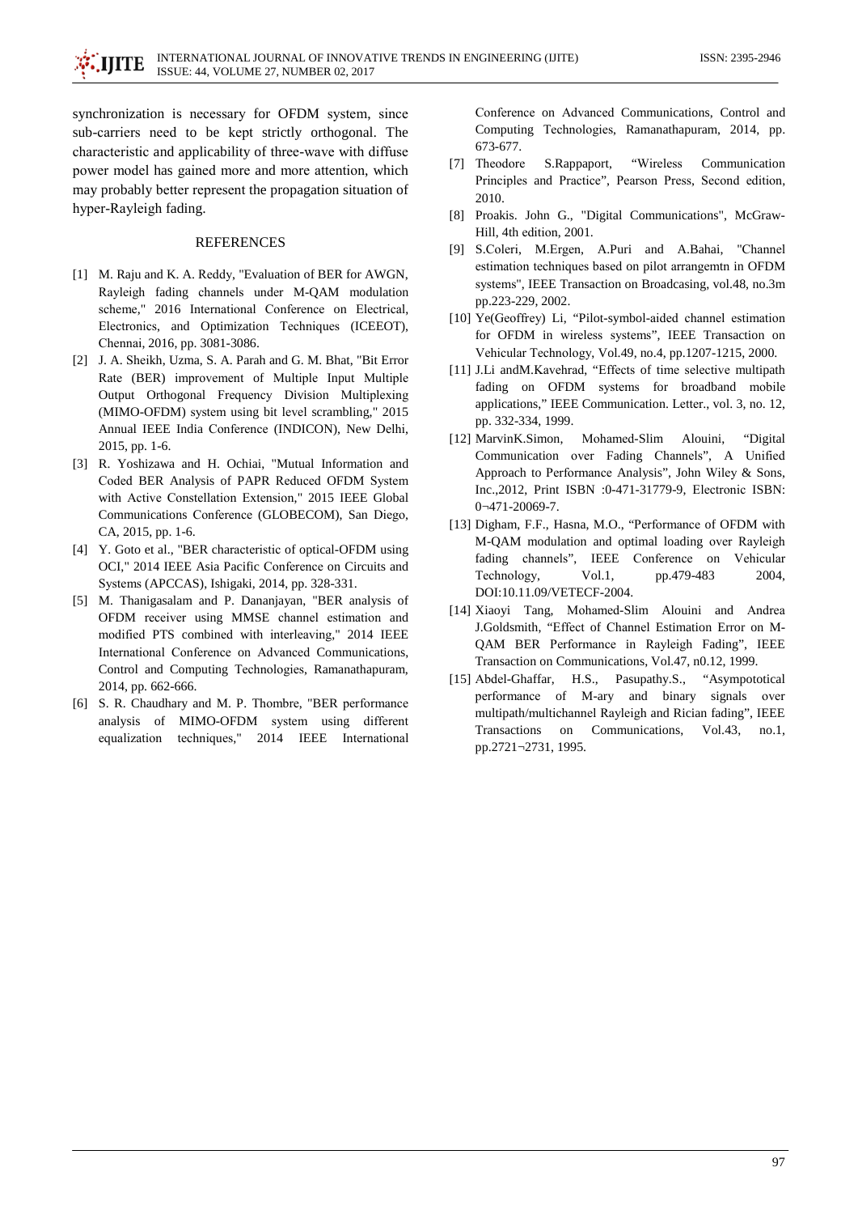synchronization is necessary for OFDM system, since sub-carriers need to be kept strictly orthogonal. The characteristic and applicability of three-wave with diffuse power model has gained more and more attention, which may probably better represent the propagation situation of hyper-Rayleigh fading.

## REFERENCES

[1] M. Raju and K. A. Reddy, "Evaluation of BER for AWGN, Rayleigh fading channels under M-QAM modulation scheme," 2016 International Conference on Electrical, Electronics, and Optimization Techniques (ICEEOT), Chennai, 2016, pp. 3081-3086.

[2] J. A. Sheikh, Uzma, S. A. Parah and G. M. Bhat, "Bit Error Rate (BER) improvement of Multiple Input Multiple Output Orthogonal Frequency Division Multiplexing (MIMO-OFDM) system using bit level scrambling," 2015 Annual IEEE India Conference (INDICON), New Delhi, 2015, pp. 1-6.

[3] R. Yoshizawa and H. Ochiai, "Mutual Information and Coded BER Analysis of PAPR Reduced OFDM System with Active Constellation Extension," 2015 IEEE Global Communications Conference (GLOBECOM), San Diego, CA, 2015, pp. 1-6.

[4] Y. Goto et al., "BER characteristic of optical-OFDM using OCI," 2014 IEEE Asia Pacific Conference on Circuits and Systems (APCCAS), Ishigaki, 2014, pp. 328-331.

[5] M. Thanigasalam and P. Dananjayan, "BER analysis of OFDM receiver using MMSE channel estimation and modified PTS combined with interleaving," 2014 IEEE International Conference on Advanced Communications, Control and Computing Technologies, Ramanathapuram, 2014, pp. 662-666.

[6] S. R. Chaudhary and M. P. Thombre, "BER performance analysis of MIMO-OFDM system using different equalization techniques," 2014 IEEE International Conference on Advanced Communications, Control and Computing Technologies, Ramanathapuram, 2014, pp. 673-677.

[7] Theodore S.Rappaport, "Wireless Communication Principles and Practice", Pearson Press, Second edition, 2010.

[8] Proakis. John G., "Digital Communications", McGraw-Hill, 4th edition, 2001.

[9] S.Coleri, M.Ergen, A.Puri and A.Bahai, "Channel estimation techniques based on pilot arrangemtn in OFDM systems", IEEE Transaction on Broadcasing, vol.48, no.3m pp.223-229, 2002.

[10] Ye(Geoffrey) Li, "Pilot-symbol-aided channel estimation for OFDM in wireless systems", IEEE Transaction on Vehicular Technology, Vol.49, no.4, pp.1207-1215, 2000.

[11] J.Li andM.Kavehrad, "Effects of time selective multipath fading on OFDM systems for broadband mobile applications," IEEE Communication. Letter., vol. 3, no. 12, pp. 332-334, 1999.

[12] MarvinK.Simon, Mohamed-Slim Alouini, "Digital Communication over Fading Channels", A Unified Approach to Performance Analysis", John Wiley & Sons, Inc.,2012, Print ISBN :0-471-31779-9, Electronic ISBN: 0¬471-20069-7.

[13] Digham, F.F., Hasna, M.O., "Performance of OFDM with M-QAM modulation and optimal loading over Rayleigh fading channels", IEEE Conference on Vehicular Technology, Vol.1, pp.479-483 2004, DOI:10.11.09/VETECF-2004.

[14] Xiaoyi Tang, Mohamed-Slim Alouini and Andrea J.Goldsmith, "Effect of Channel Estimation Error on M-QAM BER Performance in Rayleigh Fading", IEEE Transaction on Communications, Vol.47, n0.12, 1999.

[15] Abdel-Ghaffar, H.S., Pasupathy.S., "Asympototical performance of M-ary and binary signals over multipath/multichannel Rayleigh and Rician fading", IEEE Transactions on Communications, Vol.43, no.1, pp.2721¬2731, 1995.